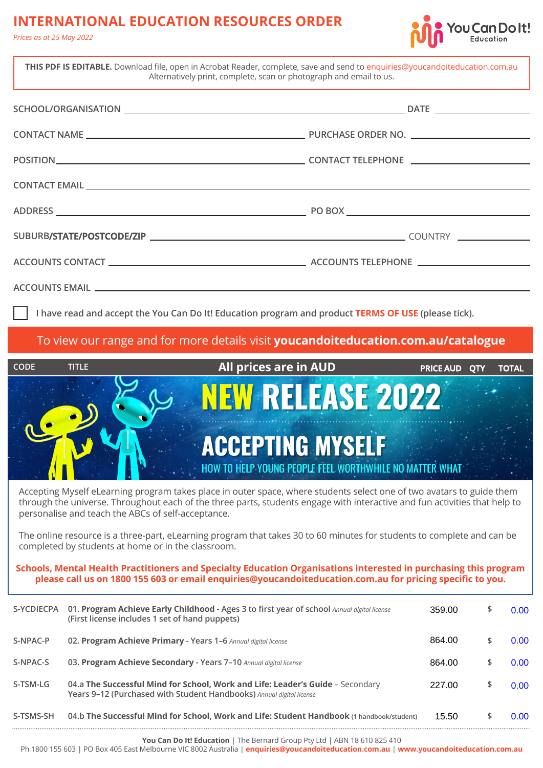# INTERNATIONAL EDUCATION RESOURCES ORDER

*Prices as at 25 May 2022*

You Can Do It! Education

**THIS PDF IS EDITABLE.** Download file, open in Acrobat Reader, complete, save and send to enquiries@youcandoiteducation.com.au
Alternatively print, complete, scan or photograph and email to us.

SCHOOL/ORGANISATION ______________________ DATE __________

CONTACT NAME ______________________ PURCHASE ORDER NO. __________

POSITION ______________________ CONTACT TELEPHONE __________

CONTACT EMAIL ______________________

ADDRESS ______________________ PO BOX __________

SUBURB/STATE/POSTCODE/ZIP ______________________ COUNTRY __________

ACCOUNTS CONTACT ______________________ ACCOUNTS TELEPHONE __________

ACCOUNTS EMAIL ______________________

☐ I have read and accept the You Can Do It! Education program and product **TERMS OF USE** (please tick).

To view our range and for more details visit **youcandoiteducation.com.au/catalogue**

## NEW RELEASE 2022

## ACCEPTING MYSELF

HOW TO HELP YOUNG PEOPLE FEEL WORTHWHILE NO MATTER WHAT

Accepting Myself eLearning program takes place in outer space, where students select one of two avatars to guide them through the universe. Throughout each of the three parts, students engage with interactive and fun activities that help to personalise and teach the ABCs of self-acceptance.

The online resource is a three-part, eLearning program that takes 30 to 60 minutes for students to complete and can be completed by students at home or in the classroom.

**Schools, Mental Health Practitioners and Specialty Education Organisations interested in purchasing this program please call us on 1800 155 603 or email enquiries@youcandoiteducation.com.au for pricing specific to you.**

All prices are in AUD

| CODE | TITLE | PRICE AUD | QTY | TOTAL |
|---|---|---|---|---|
| S-YCDIECPA | 01. **Program Achieve Early Childhood** - Ages 3 to first year of school *Annual digital license* (First license includes 1 set of hand puppets) | 359.00 | | $ 0.00 |
| S-NPAC-P | 02. **Program Achieve Primary** - Years 1–6 *Annual digital license* | 864.00 | | $ 0.00 |
| S-NPAC-S | 03. **Program Achieve Secondary** - Years 7–10 *Annual digital license* | 864.00 | | $ 0.00 |
| S-TSM-LG | 04.a **The Successful Mind for School, Work and Life: Leader's Guide** – Secondary Years 9–12 (Purchased with Student Handbooks) *Annual digital license* | 227.00 | | $ 0.00 |
| S-TSMS-SH | 04.b **The Successful Mind for School, Work and Life: Student Handbook** (1 handbook/student) | 15.50 | | $ 0.00 |

**You Can Do It! Education** | The Bernard Group Pty Ltd | ABN 18 610 825 410
Ph 1800 155 603 | PO Box 405 East Melbourne VIC 8002 Australia | **enquiries@youcandoiteducation.com.au** | **www.youcandoiteducation.com.au**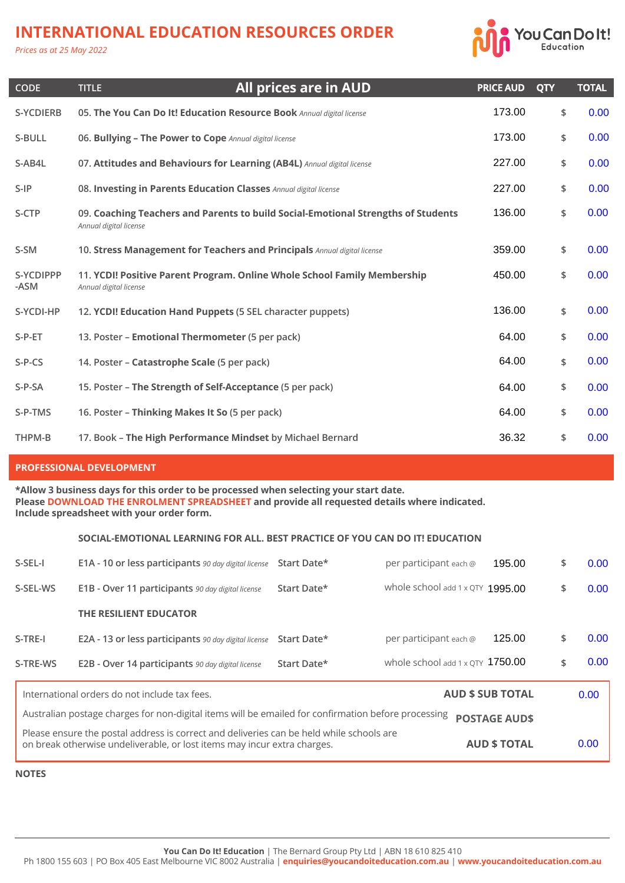# INTERNATIONAL EDUCATION RESOURCES ORDER

*Prices as at 25 May 2022*

You Can Do It! Education

| CODE | TITLE — All prices are in AUD | PRICE AUD | QTY | TOTAL |
|---|---|---|---|---|
| S-YCDIERB | 05. **The You Can Do It! Education Resource Book** *Annual digital license* | 173.00 | | $ 0.00 |
| S-BULL | 06. **Bullying – The Power to Cope** *Annual digital license* | 173.00 | | $ 0.00 |
| S-AB4L | 07. **Attitudes and Behaviours for Learning (AB4L)** *Annual digital license* | 227.00 | | $ 0.00 |
| S-IP | 08. **Investing in Parents Education Classes** *Annual digital license* | 227.00 | | $ 0.00 |
| S-CTP | 09. **Coaching Teachers and Parents to build Social-Emotional Strengths of Students** *Annual digital license* | 136.00 | | $ 0.00 |
| S-SM | 10. **Stress Management for Teachers and Principals** *Annual digital license* | 359.00 | | $ 0.00 |
| S-YCDIPPP-ASM | 11. **YCDI! Positive Parent Program. Online Whole School Family Membership** *Annual digital license* | 450.00 | | $ 0.00 |
| S-YCDI-HP | 12. **YCDI! Education Hand Puppets** (5 SEL character puppets) | 136.00 | | $ 0.00 |
| S-P-ET | 13. Poster – **Emotional Thermometer** (5 per pack) | 64.00 | | $ 0.00 |
| S-P-CS | 14. Poster – **Catastrophe Scale** (5 per pack) | 64.00 | | $ 0.00 |
| S-P-SA | 15. Poster – **The Strength of Self-Acceptance** (5 per pack) | 64.00 | | $ 0.00 |
| S-P-TMS | 16. Poster – **Thinking Makes It So** (5 per pack) | 64.00 | | $ 0.00 |
| THPM-B | 17. Book – **The High Performance Mindset** by Michael Bernard | 36.32 | | $ 0.00 |

## PROFESSIONAL DEVELOPMENT

**\*Allow 3 business days for this order to be processed when selecting your start date.**
**Please DOWNLOAD THE ENROLMENT SPREADSHEET and provide all requested details where indicated.**
**Include spreadsheet with your order form.**

| CODE | TITLE | START DATE | | PRICE AUD | QTY | TOTAL |
|---|---|---|---|---|---|---|
| | **SOCIAL-EMOTIONAL LEARNING FOR ALL. BEST PRACTICE OF YOU CAN DO IT! EDUCATION** | | | | | |
| S-SEL-I | **E1A - 10 or less participants** *90 day digital license* | Start Date* | per participant each @ | 195.00 | | $ 0.00 |
| S-SEL-WS | **E1B - Over 11 participants** *90 day digital license* | Start Date* | whole school add 1 x QTY | 1995.00 | | $ 0.00 |
| | **THE RESILIENT EDUCATOR** | | | | | |
| S-TRE-I | **E2A - 13 or less participants** *90 day digital license* | Start Date* | per participant each @ | 125.00 | | $ 0.00 |
| S-TRE-WS | **E2B - Over 14 participants** *90 day digital license* | Start Date* | whole school add 1 x QTY | 1750.00 | | $ 0.00 |

| | | |
|---|---|---|
| International orders do not include tax fees. | **AUD $ SUB TOTAL** | 0.00 |
| Australian postage charges for non-digital items will be emailed for confirmation before processing | **POSTAGE AUD$** | |
| Please ensure the postal address is correct and deliveries can be held while schools are on break otherwise undeliverable, or lost items may incur extra charges. | **AUD $ TOTAL** | 0.00 |

**NOTES**

**You Can Do It! Education** | The Bernard Group Pty Ltd | ABN 18 610 825 410
Ph 1800 155 603 | PO Box 405 East Melbourne VIC 8002 Australia | **enquiries@youcandoiteducation.com.au** | **www.youcandoiteducation.com.au**